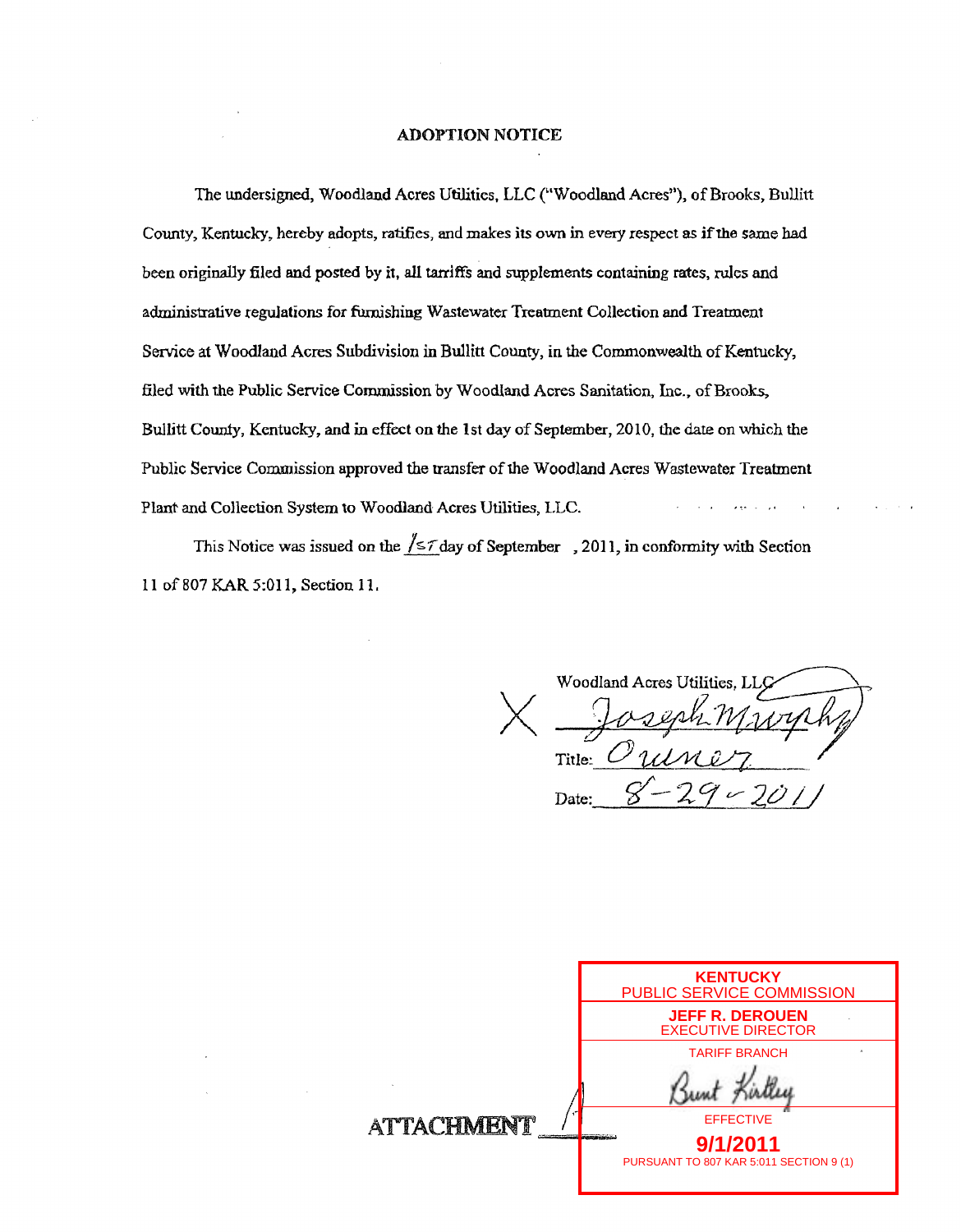## ADOPTION NOTICE

The undersigned, Woodland Acres Utilities, LLC ("Woodland Acres"), of Brooks, Bullitt County, Kentucky, hereby adopts, ratifies, and makes its own in every respect as if the same had been originally filed and posted by it, all tarriffs and supplements containing rates, rules and administrative regulations for furnishing Wastewater Treatment Collection and Treatment Service at Woodland Acres Subdivision in Bullitt County, in the Commonwealth of Kentucky, filed with the Public Service Commission by Woodland Acres Sanitation, Inc., of Brooks, Bullitt County, Kentucky, and in effect on the 1st day of September, 2010, the date on which the Public Service Commission approved the transfer of the Woodland Acres Wastewater Treatment Plant and Collection System to Woodland Acres Utilities, LLC.

This Notice was issued on the 1st day of September , 2011, in conformity with Section 11 of 807 KAR 5:011, Section 11.

Woodland Acres Utilities, LLC

X Joseph Murphy

Title: Owner

Date: 8-29-2011

ATTACHMENT 1

KENTUCKY
PUBLIC SERVICE COMMISSION

JEFF R. DEROUEN
EXECUTIVE DIRECTOR

TARIFF BRANCH

Bunt Kirtley

EFFECTIVE

**9/1/2011**

PURSUANT TO 807 KAR 5:011 SECTION 9 (1)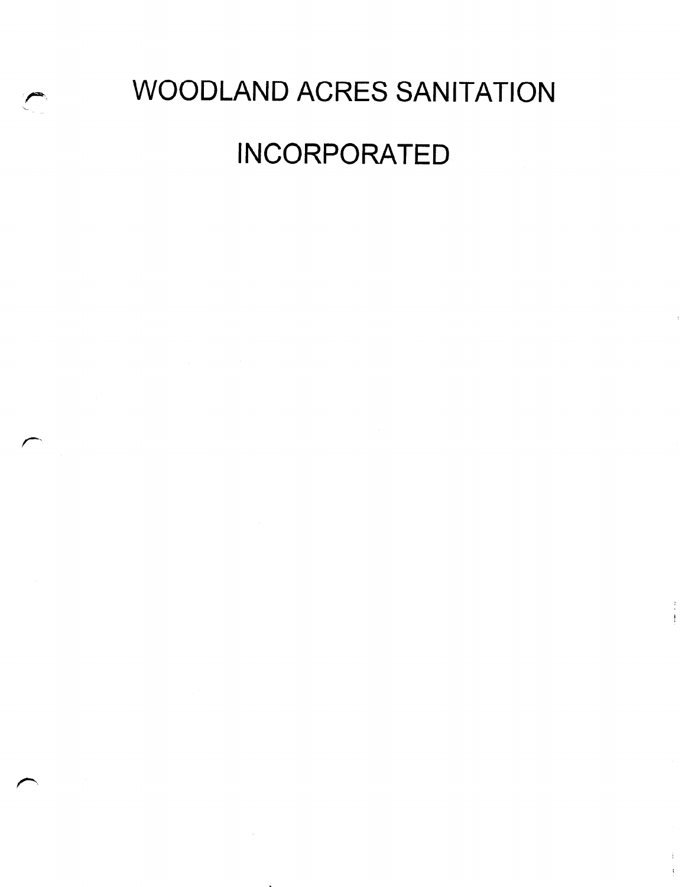# WOODLAND ACRES SANITATION

# INCORPORATED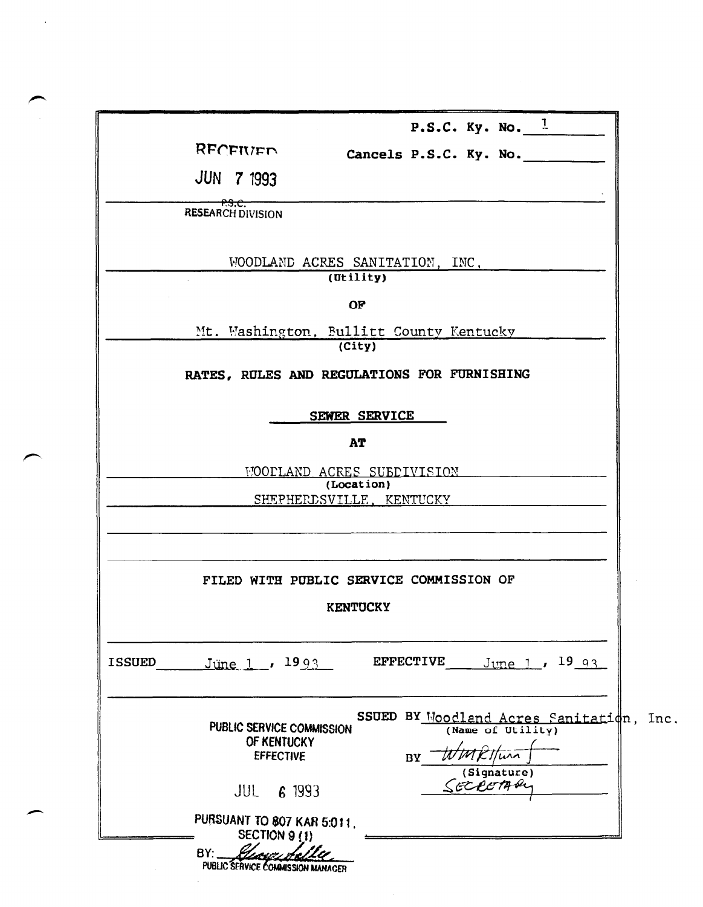P.S.C. Ky. No. 1

RECEIVED

Cancels P.S.C. Ky. No. ________

JUN 7 1993

P.S.C.
RESEARCH DIVISION

WOODLAND ACRES SANITATION, INC.
(Utility)

OF

Mt. Washington, Bullitt County Kentucky
(City)

**RATES, RULES AND REGULATIONS FOR FURNISHING**

**SEWER SERVICE**

**AT**

WOODLAND ACRES SUBDIVISION
(Location)
SHEPHERDSVILLE, KENTUCKY

FILED WITH PUBLIC SERVICE COMMISSION OF

KENTUCKY

ISSUED June 1, 1993 EFFECTIVE June 1, 1993

PUBLIC SERVICE COMMISSION
OF KENTUCKY
EFFECTIVE

JUL 6 1993

PURSUANT TO 807 KAR 5:011,
SECTION 9 (1)
BY: [signature]
PUBLIC SERVICE COMMISSION MANAGER

ISSUED BY Woodland Acres Sanitation, Inc.
(Name of Utility)

BY [signature]
(Signature)
SECRETARY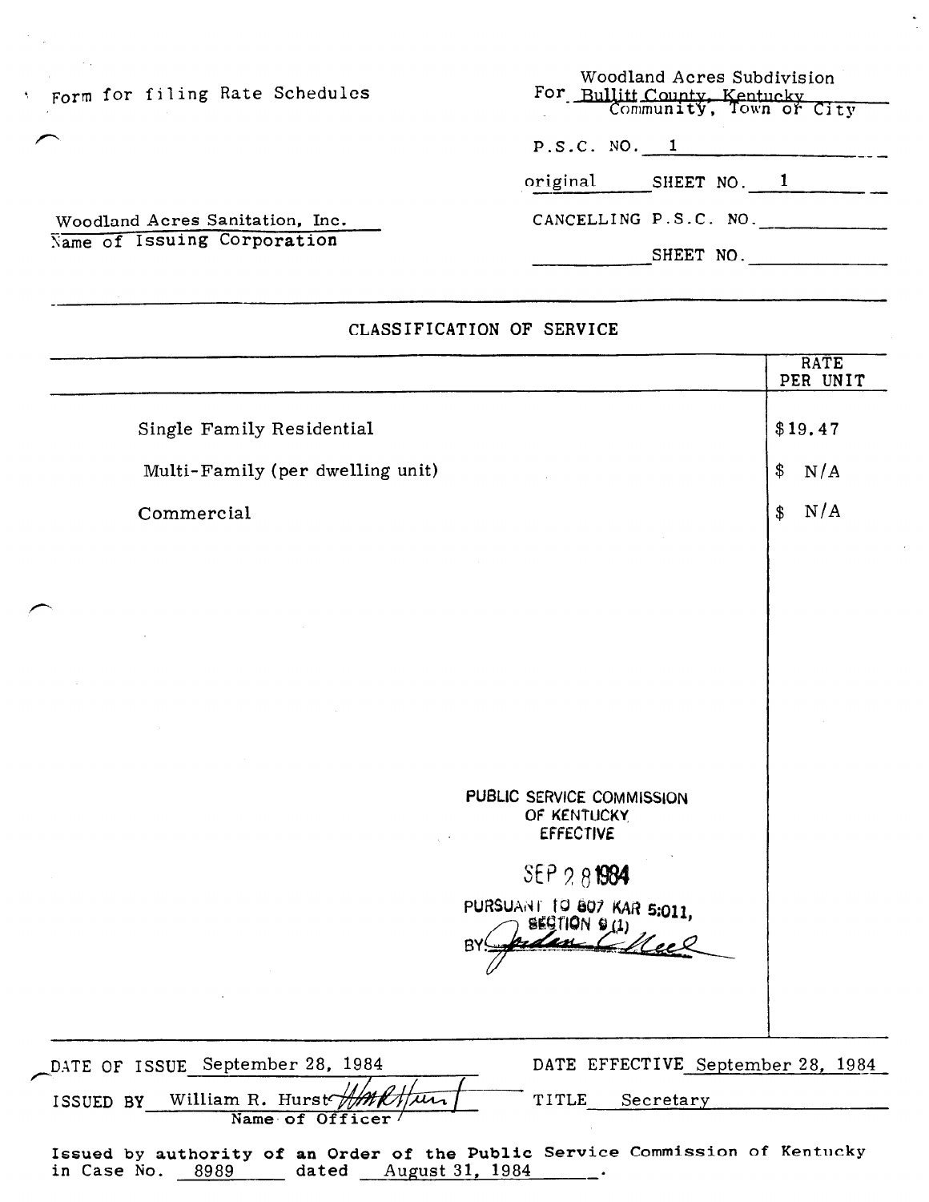Form for filing Rate Schedules

For Woodland Acres Subdivision Bullitt County, Kentucky
Community, Town or City

P.S.C. NO. 1

original SHEET NO. 1

CANCELLING P.S.C. NO. ______

______ SHEET NO. ______

Woodland Acres Sanitation, Inc.
Name of Issuing Corporation

## CLASSIFICATION OF SERVICE

| | RATE PER UNIT |
|---|---|
| Single Family Residential | $19.47 |
| Multi-Family (per dwelling unit) | $ N/A |
| Commercial | $ N/A |

PUBLIC SERVICE COMMISSION
OF KENTUCKY
EFFECTIVE

SEP 28 1984

PURSUANT TO 807 KAR 5:011,
SECTION 9 (1)
BY: Jordan C. Neel

DATE OF ISSUE September 28, 1984 DATE EFFECTIVE September 28, 1984

ISSUED BY William R. Hurst TITLE Secretary
Name of Officer

Issued by authority of an Order of the Public Service Commission of Kentucky in Case No. 8989 dated August 31, 1984.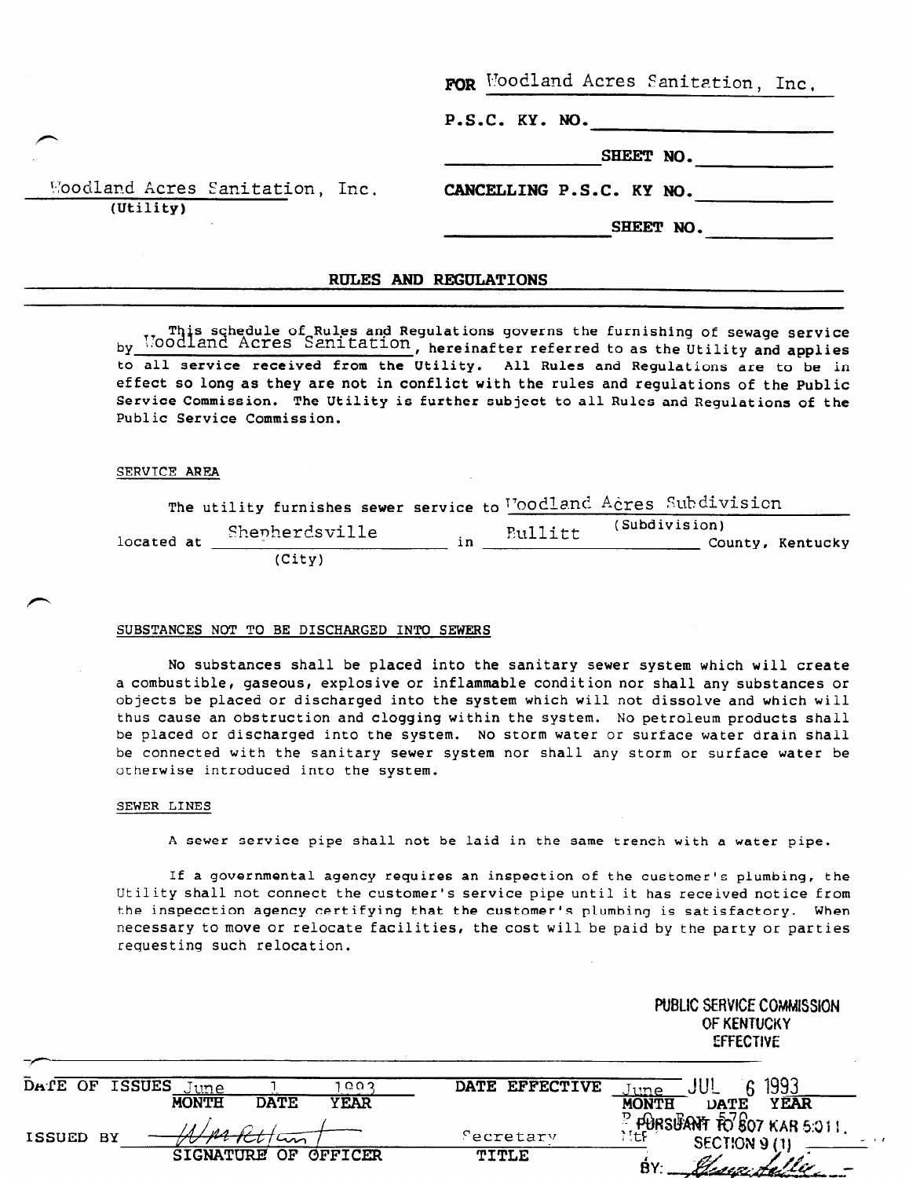FOR Woodland Acres Sanitation, Inc.

P.S.C. KY. NO. ____________________

____________ SHEET NO. __________

Woodland Acres Sanitation, Inc.
(Utility)

CANCELLING P.S.C. KY NO. __________

____________ SHEET NO. __________

## RULES AND REGULATIONS

This schedule of Rules and Regulations governs the furnishing of sewage service by Woodland Acres Sanitation, hereinafter referred to as the Utility and applies to all service received from the Utility. All Rules and Regulations are to be in effect so long as they are not in conflict with the rules and regulations of the Public Service Commission. The Utility is further subject to all Rules and Regulations of the Public Service Commission.

### SERVICE AREA

The utility furnishes sewer service to Woodland Acres Subdivision (Subdivision) located at Shepherdsville (City) in Bullitt County, Kentucky

### SUBSTANCES NOT TO BE DISCHARGED INTO SEWERS

No substances shall be placed into the sanitary sewer system which will create a combustible, gaseous, explosive or inflammable condition nor shall any substances or objects be placed or discharged into the system which will not dissolve and which will thus cause an obstruction and clogging within the system. No petroleum products shall be placed or discharged into the system. No storm water or surface water drain shall be connected with the sanitary sewer system nor shall any storm or surface water be otherwise introduced into the system.

### SEWER LINES

A sewer service pipe shall not be laid in the same trench with a water pipe.

If a governmental agency requires an inspection of the customer's plumbing, the Utility shall not connect the customer's service pipe until it has received notice from the inspecction agency certifying that the customer's plumbing is satisfactory. When necessary to move or relocate facilities, the cost will be paid by the party or parties requesting such relocation.

PUBLIC SERVICE COMMISSION
OF KENTUCKY
EFFECTIVE

JUL 6 1993

PURSUANT TO 807 KAR 5:011,
SECTION 9 (1)
BY: [signature]

DATE OF ISSUES June 1 1993
MONTH DATE YEAR

DATE EFFECTIVE June
MONTH DATE YEAR

ISSUED BY [signature] Secretary
SIGNATURE OF OFFICER TITLE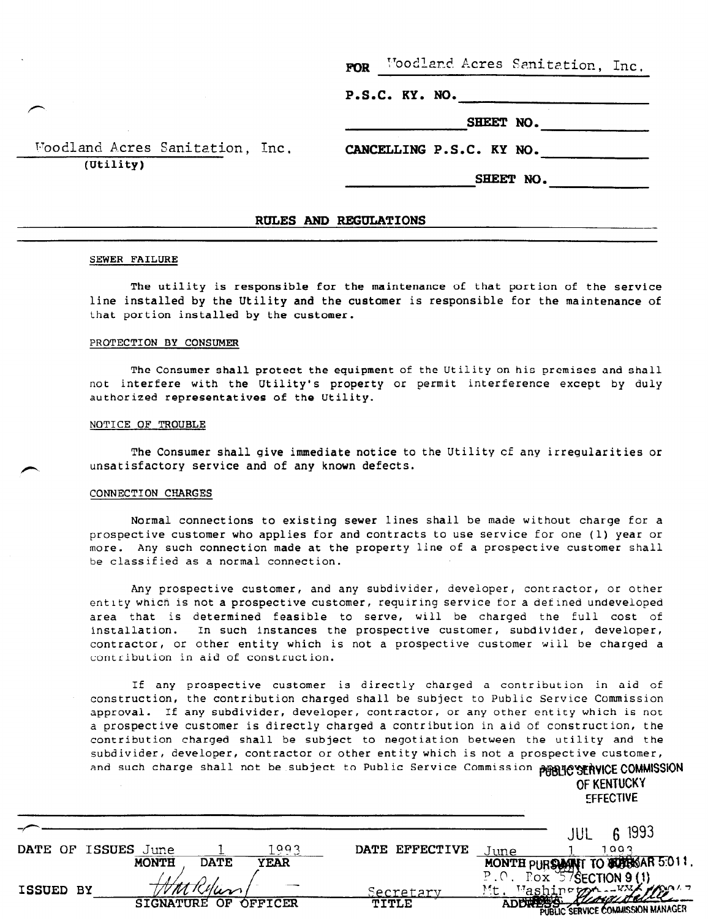FOR Woodland Acres Sanitation, Inc.

P.S.C. KY. NO. ____________

____________ SHEET NO. ____________

Woodland Acres Sanitation, Inc.
(Utility)

CANCELLING P.S.C. KY NO. ____________

____________ SHEET NO. ____________

## RULES AND REGULATIONS

SEWER FAILURE

The utility is responsible for the maintenance of that portion of the service line installed by the Utility and the customer is responsible for the maintenance of that portion installed by the customer.

PROTECTION BY CONSUMER

The Consumer shall protect the equipment of the Utility on his premises and shall not interfere with the Utility's property or permit interference except by duly authorized representatives of the Utility.

NOTICE OF TROUBLE

The Consumer shall give immediate notice to the Utility of any irregularities or unsatisfactory service and of any known defects.

CONNECTION CHARGES

Normal connections to existing sewer lines shall be made without charge for a prospective customer who applies for and contracts to use service for one (1) year or more. Any such connection made at the property line of a prospective customer shall be classified as a normal connection.

Any prospective customer, and any subdivider, developer, contractor, or other entity which is not a prospective customer, requiring service for a defined undeveloped area that is determined feasible to serve, will be charged the full cost of installation. In such instances the prospective customer, subdivider, developer, contractor, or other entity which is not a prospective customer will be charged a contribution in aid of construction.

If any prospective customer is directly charged a contribution in aid of construction, the contribution charged shall be subject to Public Service Commission approval. If any subdivider, developer, contractor, or any other entity which is not a prospective customer is directly charged a contribution in aid of construction, the contribution charged shall be subject to negotiation between the utility and the subdivider, developer, contractor or other entity which is not a prospective customer, and such charge shall not be subject to Public Service Commission approval.

PUBLIC SERVICE COMMISSION
OF KENTUCKY
EFFECTIVE

JUL 6 1993

PURSUANT TO 807 KAR 5:011,
SECTION 9 (1)

PUBLIC SERVICE COMMISSION MANAGER

| | | | | | | |
|---|---|---|---|---|---|---|
| DATE OF ISSUES | June | 1 | 1993 | DATE EFFECTIVE | June 1 1993 | |
| | MONTH | DATE | YEAR | | MONTH DATE YEAR | |
| ISSUED BY | | | | Secretary | P.O. Box 57, Mt. Washington, KY | |
| | SIGNATURE OF OFFICER | | | TITLE | ADDRESS | |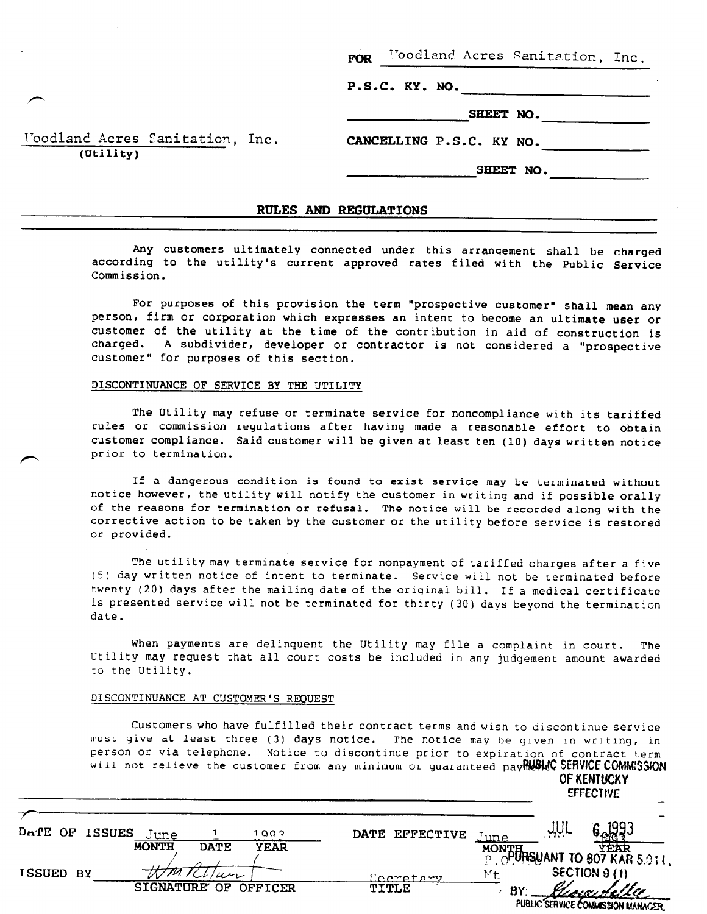Woodland Acres Sanitation, Inc.
(Utility)

FOR Woodland Acres Sanitation, Inc.

P.S.C. KY. NO. ____________

____________ SHEET NO. ____________

CANCELLING P.S.C. KY NO. ____________

____________ SHEET NO. ____________

## RULES AND REGULATIONS

Any customers ultimately connected under this arrangement shall be charged according to the utility's current approved rates filed with the Public Service Commission.

For purposes of this provision the term "prospective customer" shall mean any person, firm or corporation which expresses an intent to become an ultimate user or customer of the utility at the time of the contribution in aid of construction is charged. A subdivider, developer or contractor is not considered a "prospective customer" for purposes of this section.

### DISCONTINUANCE OF SERVICE BY THE UTILITY

The Utility may refuse or terminate service for noncompliance with its tariffed rules or commission regulations after having made a reasonable effort to obtain customer compliance. Said customer will be given at least ten (10) days written notice prior to termination.

If a dangerous condition is found to exist service may be terminated without notice however, the utility will notify the customer in writing and if possible orally of the reasons for termination or refusal. The notice will be recorded along with the corrective action to be taken by the customer or the utility before service is restored or provided.

The utility may terminate service for nonpayment of tariffed charges after a five (5) day written notice of intent to terminate. Service will not be terminated before twenty (20) days after the mailing date of the original bill. If a medical certificate is presented service will not be terminated for thirty (30) days beyond the termination date.

When payments are delinquent the Utility may file a complaint in court. The Utility may request that all court costs be included in any judgement amount awarded to the Utility.

### DISCONTINUANCE AT CUSTOMER'S REQUEST

Customers who have fulfilled their contract terms and wish to discontinue service must give at least three (3) days notice. The notice may be given in writing, in person or via telephone. Notice to discontinue prior to expiration of contract term will not relieve the customer from any minimum or guaranteed payment

PUBLIC SERVICE COMMISSION OF KENTUCKY EFFECTIVE JUL 6 1993 PURSUANT TO 807 KAR 5:011, SECTION 9 (1) BY: [signature] PUBLIC SERVICE COMMISSION MANAGER

DATE OF ISSUES June 1 1993 (MONTH DATE YEAR)

DATE EFFECTIVE June 1993 (MONTH YEAR)

ISSUED BY [signature] (SIGNATURE OF OFFICER) Secretary (TITLE) P. O. Mt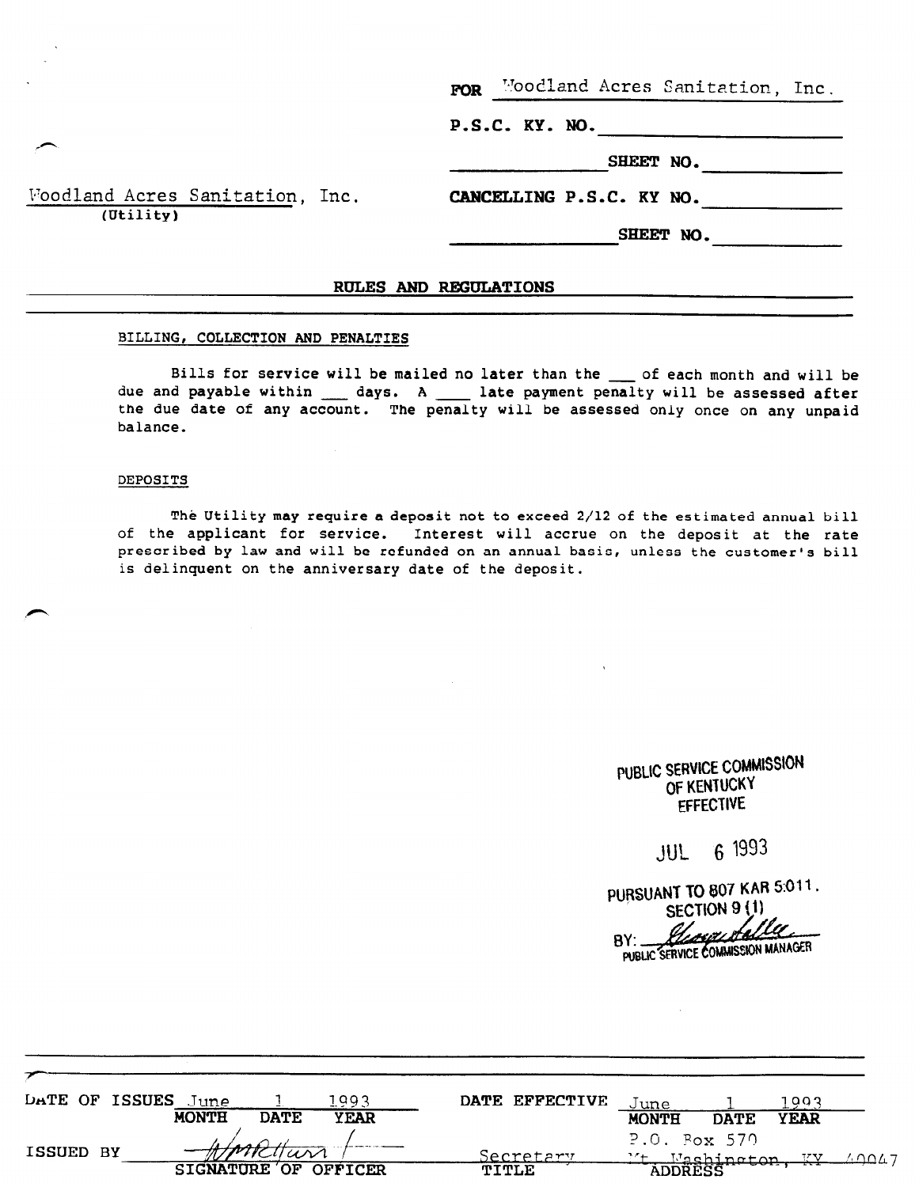FOR Woodland Acres Sanitation, Inc.

P.S.C. KY. NO. ____________

____________ SHEET NO. ____________

Woodland Acres Sanitation, Inc.
(Utility)

CANCELLING P.S.C. KY NO. ____________

____________ SHEET NO. ____________

## RULES AND REGULATIONS

BILLING, COLLECTION AND PENALTIES

Bills for service will be mailed no later than the ___ of each month and will be due and payable within ___ days. A ____ late payment penalty will be assessed after the due date of any account. The penalty will be assessed only once on any unpaid balance.

DEPOSITS

The Utility may require a deposit not to exceed 2/12 of the estimated annual bill of the applicant for service. Interest will accrue on the deposit at the rate prescribed by law and will be refunded on an annual basis, unless the customer's bill is delinquent on the anniversary date of the deposit.

PUBLIC SERVICE COMMISSION
OF KENTUCKY
EFFECTIVE

JUL 6 1993

PURSUANT TO 807 KAR 5:011.
SECTION 9 (1)
BY: [signature]
PUBLIC SERVICE COMMISSION MANAGER

| DATE OF ISSUES | June | 1 | 1993 | DATE EFFECTIVE | June | 1 | 1993 |
|---|---|---|---|---|---|---|---|
| | MONTH | DATE | YEAR | | MONTH | DATE | YEAR |

ISSUED BY [signature] — SIGNATURE OF OFFICER

Secretary — TITLE

P.O. Box 570
Mt. Washington, KY 40047 — ADDRESS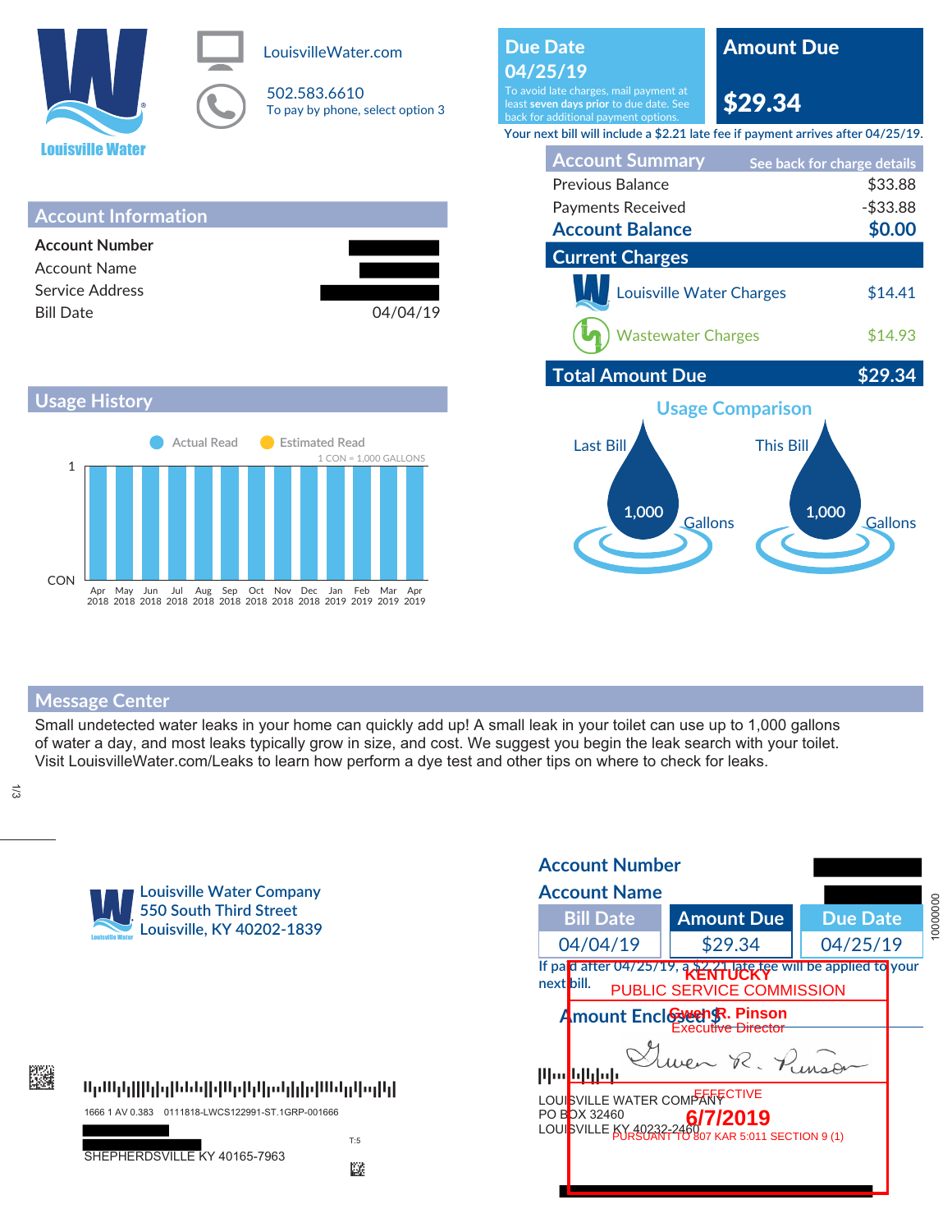Louisville Water

LouisvilleWater.com

502.583.6610
To pay by phone, select option 3

**Due Date**
**04/25/19**
To avoid late charges, mail payment at least **seven days prior** to due date. See back for additional payment options.

**Amount Due**
**$29.34**

Your next bill will include a $2.21 late fee if payment arrives after 04/25/19.

## Account Information

| | |
|---|---|
| **Account Number** | |
| Account Name | |
| Service Address | |
| Bill Date | 04/04/19 |

## Account Summary

See back for charge details

| | |
|---|---|
| Previous Balance | $33.88 |
| Payments Received | -$33.88 |
| **Account Balance** | **$0.00** |

## Current Charges

| | |
|---|---|
| Louisville Water Charges | $14.41 |
| Wastewater Charges | $14.93 |
| **Total Amount Due** | **$29.34** |

## Usage History

Actual Read
Estimated Read
1 CON = 1,000 GALLONS
1
CON
Apr 2018 May 2018 Jun 2018 Jul 2018 Aug 2018 Sep 2018 Oct 2018 Nov 2018 Dec 2018 Jan 2019 Feb 2019 Mar 2019 Apr 2019

## Usage Comparison

Last Bill
1,000
Gallons

This Bill
1,000
Gallons

## Message Center

Small undetected water leaks in your home can quickly add up! A small leak in your toilet can use up to 1,000 gallons of water a day, and most leaks typically grow in size, and cost. We suggest you begin the leak search with your toilet. Visit LouisvilleWater.com/Leaks to learn how perform a dye test and other tips on where to check for leaks.

Louisville Water Company
550 South Third Street
Louisville, KY 40202-1839

**Account Number**
**Account Name**

| Bill Date | Amount Due | Due Date |
|---|---|---|
| 04/04/19 | $29.34 | 04/25/19 |

If paid after 04/25/19, a $2.21 late fee will be applied to your next bill.

**Amount Enclosed $**

1666 1 AV 0.383 0111818-LWCS122991-ST.1GRP-001666

SHEPHERDSVILLE KY 40165-7963

T:5

LOUISVILLE WATER COMPANY
PO BOX 32460
LOUISVILLE KY 40232-2460

10000000

KENTUCKY
PUBLIC SERVICE COMMISSION
Gwen R. Pinson
Executive Director
EFFECTIVE
**6/7/2019**
PURSUANT TO 807 KAR 5:011 SECTION 9 (1)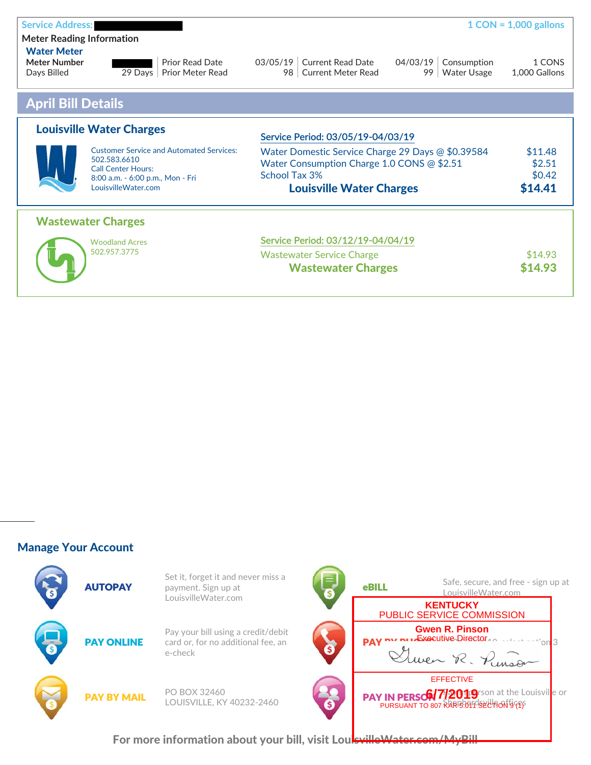Service Address: [REDACTED] 1 CON = 1,000 gallons

Meter Reading Information

**Water Meter**

| | | | | | | | |
|---|---|---|---|---|---|---|---|
| **Meter Number** | [REDACTED] | Prior Read Date | 03/05/19 | Current Read Date | 04/03/19 | Consumption | 1 CONS |
| Days Billed | 29 Days | Prior Meter Read | 98 | Current Meter Read | 99 | Water Usage | 1,000 Gallons |

## April Bill Details

### Louisville Water Charges

Customer Service and Automated Services:
502.583.6610
Call Center Hours:
8:00 a.m. - 6:00 p.m., Mon - Fri
LouisvilleWater.com

Service Period: 03/05/19-04/03/19

| | |
|---|---|
| Water Domestic Service Charge 29 Days @ $0.39584 | $11.48 |
| Water Consumption Charge 1.0 CONS @ $2.51 | $2.51 |
| School Tax 3% | $0.42 |
| **Louisville Water Charges** | **$14.41** |

### Wastewater Charges

Woodland Acres
502.957.3775

Service Period: 03/12/19-04/04/19

| | |
|---|---|
| Wastewater Service Charge | $14.93 |
| **Wastewater Charges** | **$14.93** |

## Manage Your Account

**AUTOPAY** Set it, forget it and never miss a payment. Sign up at LouisvilleWater.com

**PAY ONLINE** Pay your bill using a credit/debit card or, for no additional fee, an e-check

**PAY BY MAIL** PO BOX 32460 LOUISVILLE, KY 40232-2460

**eBILL** Safe, secure, and free - sign up at LouisvilleWater.com

**PAY BY PH**... option 3

**PAY IN PERSON** ...rson at the Louisville or Shepherdsville offices

For more information about your bill, visit LouisvilleWater.com/MyBill

KENTUCKY
PUBLIC SERVICE COMMISSION

Gwen R. Pinson
Executive Director

EFFECTIVE
**6/7/2019**
PURSUANT TO 807 KAR 5:011 SECTION 9 (1)